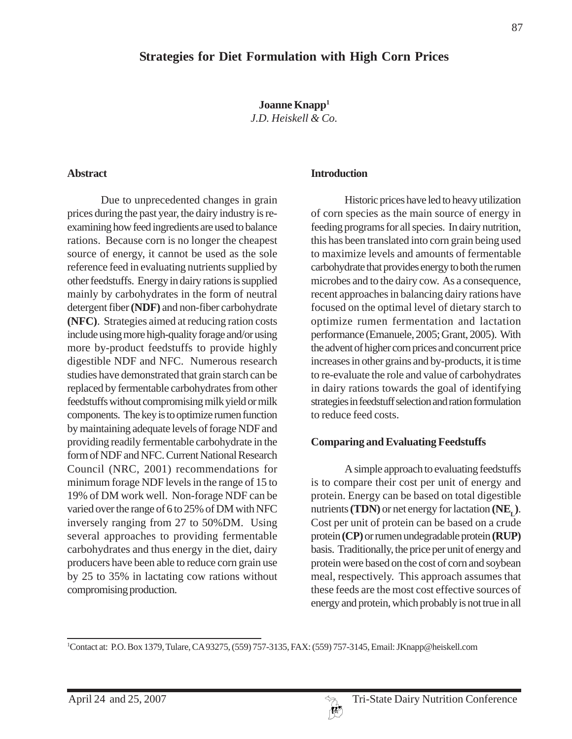# Strategies for Diet Formulation with High Corn Prices

**Joanne Knapp**[1]
*J.D. Heiskell & Co.*

## Abstract

Due to unprecedented changes in grain prices during the past year, the dairy industry is re-examining how feed ingredients are used to balance rations. Because corn is no longer the cheapest source of energy, it cannot be used as the sole reference feed in evaluating nutrients supplied by other feedstuffs. Energy in dairy rations is supplied mainly by carbohydrates in the form of neutral detergent fiber **(NDF)** and non-fiber carbohydrate **(NFC)**. Strategies aimed at reducing ration costs include using more high-quality forage and/or using more by-product feedstuffs to provide highly digestible NDF and NFC. Numerous research studies have demonstrated that grain starch can be replaced by fermentable carbohydrates from other feedstuffs without compromising milk yield or milk components. The key is to optimize rumen function by maintaining adequate levels of forage NDF and providing readily fermentable carbohydrate in the form of NDF and NFC. Current National Research Council (NRC, 2001) recommendations for minimum forage NDF levels in the range of 15 to 19% of DM work well. Non-forage NDF can be varied over the range of 6 to 25% of DM with NFC inversely ranging from 27 to 50%DM. Using several approaches to providing fermentable carbohydrates and thus energy in the diet, dairy producers have been able to reduce corn grain use by 25 to 35% in lactating cow rations without compromising production.

## Introduction

Historic prices have led to heavy utilization of corn species as the main source of energy in feeding programs for all species. In dairy nutrition, this has been translated into corn grain being used to maximize levels and amounts of fermentable carbohydrate that provides energy to both the rumen microbes and to the dairy cow. As a consequence, recent approaches in balancing dairy rations have focused on the optimal level of dietary starch to optimize rumen fermentation and lactation performance (Emanuele, 2005; Grant, 2005). With the advent of higher corn prices and concurrent price increases in other grains and by-products, it is time to re-evaluate the role and value of carbohydrates in dairy rations towards the goal of identifying strategies in feedstuff selection and ration formulation to reduce feed costs.

## Comparing and Evaluating Feedstuffs

A simple approach to evaluating feedstuffs is to compare their cost per unit of energy and protein. Energy can be based on total digestible nutrients **(TDN)** or net energy for lactation **($NE_L$)**. Cost per unit of protein can be based on a crude protein **(CP)** or rumen undegradable protein **(RUP)** basis. Traditionally, the price per unit of energy and protein were based on the cost of corn and soybean meal, respectively. This approach assumes that these feeds are the most cost effective sources of energy and protein, which probably is not true in all

---

[1] Contact at: P.O. Box 1379, Tulare, CA 93275, (559) 757-3135, FAX: (559) 757-3145, Email: JKnapp@heiskell.com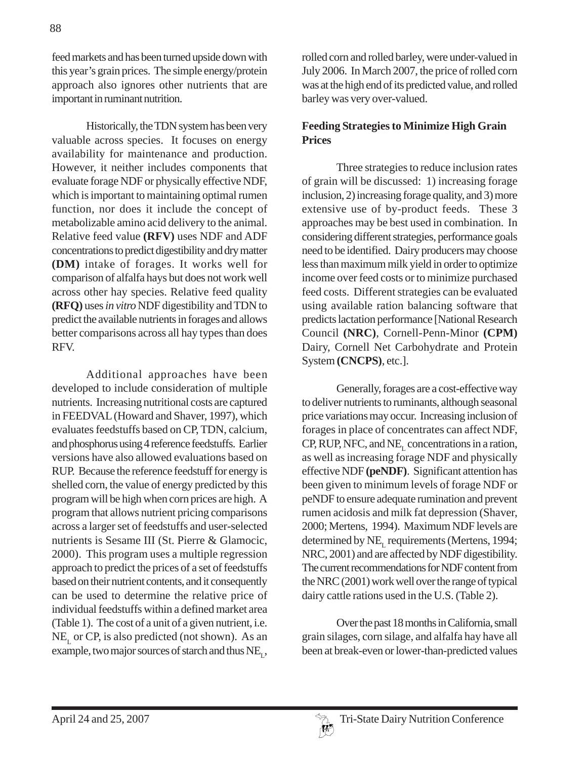feed markets and has been turned upside down with this year's grain prices. The simple energy/protein approach also ignores other nutrients that are important in ruminant nutrition.

Historically, the TDN system has been very valuable across species. It focuses on energy availability for maintenance and production. However, it neither includes components that evaluate forage NDF or physically effective NDF, which is important to maintaining optimal rumen function, nor does it include the concept of metabolizable amino acid delivery to the animal. Relative feed value **(RFV)** uses NDF and ADF concentrations to predict digestibility and dry matter **(DM)** intake of forages. It works well for comparison of alfalfa hays but does not work well across other hay species. Relative feed quality **(RFQ)** uses *in vitro* NDF digestibility and TDN to predict the available nutrients in forages and allows better comparisons across all hay types than does RFV.

Additional approaches have been developed to include consideration of multiple nutrients. Increasing nutritional costs are captured in FEEDVAL (Howard and Shaver, 1997), which evaluates feedstuffs based on CP, TDN, calcium, and phosphorus using 4 reference feedstuffs. Earlier versions have also allowed evaluations based on RUP. Because the reference feedstuff for energy is shelled corn, the value of energy predicted by this program will be high when corn prices are high. A program that allows nutrient pricing comparisons across a larger set of feedstuffs and user-selected nutrients is Sesame III (St. Pierre & Glamocic, 2000). This program uses a multiple regression approach to predict the prices of a set of feedstuffs based on their nutrient contents, and it consequently can be used to determine the relative price of individual feedstuffs within a defined market area (Table 1). The cost of a unit of a given nutrient, i.e. $NE_L$ or CP, is also predicted (not shown). As an example, two major sources of starch and thus $NE_L$, rolled corn and rolled barley, were under-valued in July 2006. In March 2007, the price of rolled corn was at the high end of its predicted value, and rolled barley was very over-valued.

**Feeding Strategies to Minimize High Grain Prices**

Three strategies to reduce inclusion rates of grain will be discussed: 1) increasing forage inclusion, 2) increasing forage quality, and 3) more extensive use of by-product feeds. These 3 approaches may be best used in combination. In considering different strategies, performance goals need to be identified. Dairy producers may choose less than maximum milk yield in order to optimize income over feed costs or to minimize purchased feed costs. Different strategies can be evaluated using available ration balancing software that predicts lactation performance [National Research Council **(NRC)**, Cornell-Penn-Minor **(CPM)** Dairy, Cornell Net Carbohydrate and Protein System **(CNCPS)**, etc.].

Generally, forages are a cost-effective way to deliver nutrients to ruminants, although seasonal price variations may occur. Increasing inclusion of forages in place of concentrates can affect NDF, CP, RUP, NFC, and $NE_L$ concentrations in a ration, as well as increasing forage NDF and physically effective NDF **(peNDF)**. Significant attention has been given to minimum levels of forage NDF or peNDF to ensure adequate rumination and prevent rumen acidosis and milk fat depression (Shaver, 2000; Mertens, 1994). Maximum NDF levels are determined by $NE_L$ requirements (Mertens, 1994; NRC, 2001) and are affected by NDF digestibility. The current recommendations for NDF content from the NRC (2001) work well over the range of typical dairy cattle rations used in the U.S. (Table 2).

Over the past 18 months in California, small grain silages, corn silage, and alfalfa hay have all been at break-even or lower-than-predicted values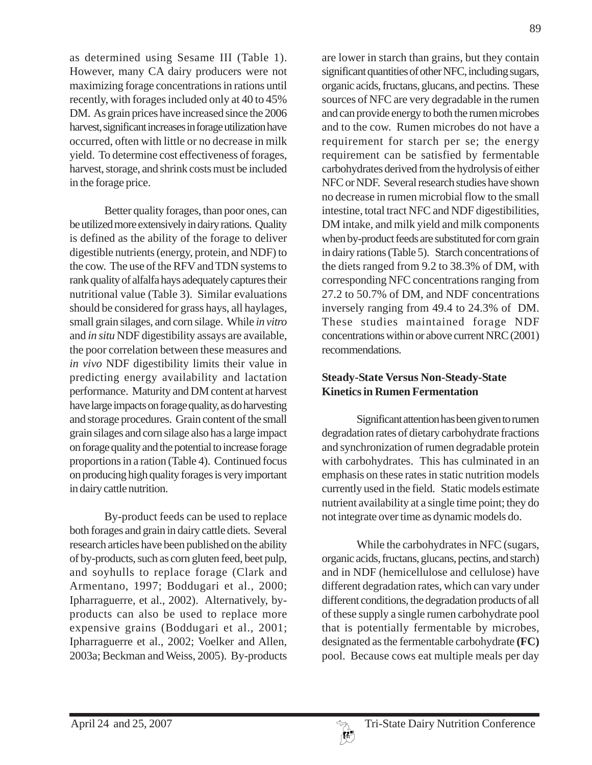as determined using Sesame III (Table 1). However, many CA dairy producers were not maximizing forage concentrations in rations until recently, with forages included only at 40 to 45% DM. As grain prices have increased since the 2006 harvest, significant increases in forage utilization have occurred, often with little or no decrease in milk yield. To determine cost effectiveness of forages, harvest, storage, and shrink costs must be included in the forage price.

Better quality forages, than poor ones, can be utilized more extensively in dairy rations. Quality is defined as the ability of the forage to deliver digestible nutrients (energy, protein, and NDF) to the cow. The use of the RFV and TDN systems to rank quality of alfalfa hays adequately captures their nutritional value (Table 3). Similar evaluations should be considered for grass hays, all haylages, small grain silages, and corn silage. While *in vitro* and *in situ* NDF digestibility assays are available, the poor correlation between these measures and *in vivo* NDF digestibility limits their value in predicting energy availability and lactation performance. Maturity and DM content at harvest have large impacts on forage quality, as do harvesting and storage procedures. Grain content of the small grain silages and corn silage also has a large impact on forage quality and the potential to increase forage proportions in a ration (Table 4). Continued focus on producing high quality forages is very important in dairy cattle nutrition.

By-product feeds can be used to replace both forages and grain in dairy cattle diets. Several research articles have been published on the ability of by-products, such as corn gluten feed, beet pulp, and soyhulls to replace forage (Clark and Armentano, 1997; Boddugari et al., 2000; Ipharraguerre, et al., 2002). Alternatively, by-products can also be used to replace more expensive grains (Boddugari et al., 2001; Ipharraguerre et al., 2002; Voelker and Allen, 2003a; Beckman and Weiss, 2005). By-products are lower in starch than grains, but they contain significant quantities of other NFC, including sugars, organic acids, fructans, glucans, and pectins. These sources of NFC are very degradable in the rumen and can provide energy to both the rumen microbes and to the cow. Rumen microbes do not have a requirement for starch per se; the energy requirement can be satisfied by fermentable carbohydrates derived from the hydrolysis of either NFC or NDF. Several research studies have shown no decrease in rumen microbial flow to the small intestine, total tract NFC and NDF digestibilities, DM intake, and milk yield and milk components when by-product feeds are substituted for corn grain in dairy rations (Table 5). Starch concentrations of the diets ranged from 9.2 to 38.3% of DM, with corresponding NFC concentrations ranging from 27.2 to 50.7% of DM, and NDF concentrations inversely ranging from 49.4 to 24.3% of DM. These studies maintained forage NDF concentrations within or above current NRC (2001) recommendations.

## Steady-State Versus Non-Steady-State Kinetics in Rumen Fermentation

Significant attention has been given to rumen degradation rates of dietary carbohydrate fractions and synchronization of rumen degradable protein with carbohydrates. This has culminated in an emphasis on these rates in static nutrition models currently used in the field. Static models estimate nutrient availability at a single time point; they do not integrate over time as dynamic models do.

While the carbohydrates in NFC (sugars, organic acids, fructans, glucans, pectins, and starch) and in NDF (hemicellulose and cellulose) have different degradation rates, which can vary under different conditions, the degradation products of all of these supply a single rumen carbohydrate pool that is potentially fermentable by microbes, designated as the fermentable carbohydrate **(FC)** pool. Because cows eat multiple meals per day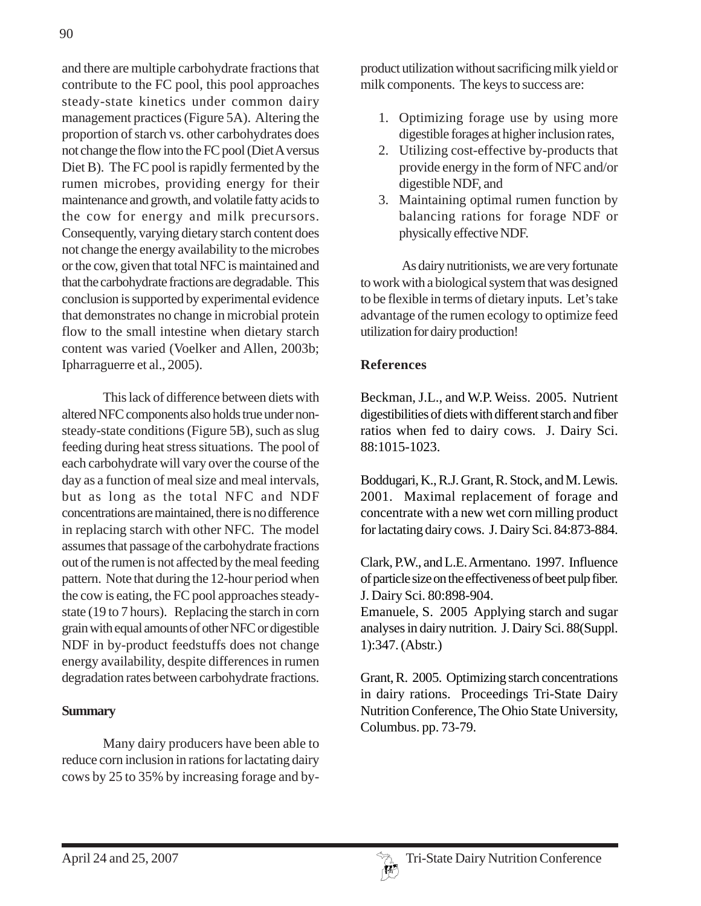and there are multiple carbohydrate fractions that contribute to the FC pool, this pool approaches steady-state kinetics under common dairy management practices (Figure 5A). Altering the proportion of starch vs. other carbohydrates does not change the flow into the FC pool (Diet A versus Diet B). The FC pool is rapidly fermented by the rumen microbes, providing energy for their maintenance and growth, and volatile fatty acids to the cow for energy and milk precursors. Consequently, varying dietary starch content does not change the energy availability to the microbes or the cow, given that total NFC is maintained and that the carbohydrate fractions are degradable. This conclusion is supported by experimental evidence that demonstrates no change in microbial protein flow to the small intestine when dietary starch content was varied (Voelker and Allen, 2003b; Ipharraguerre et al., 2005).

This lack of difference between diets with altered NFC components also holds true under non-steady-state conditions (Figure 5B), such as slug feeding during heat stress situations. The pool of each carbohydrate will vary over the course of the day as a function of meal size and meal intervals, but as long as the total NFC and NDF concentrations are maintained, there is no difference in replacing starch with other NFC. The model assumes that passage of the carbohydrate fractions out of the rumen is not affected by the meal feeding pattern. Note that during the 12-hour period when the cow is eating, the FC pool approaches steady-state (19 to 7 hours). Replacing the starch in corn grain with equal amounts of other NFC or digestible NDF in by-product feedstuffs does not change energy availability, despite differences in rumen degradation rates between carbohydrate fractions.

## Summary

Many dairy producers have been able to reduce corn inclusion in rations for lactating dairy cows by 25 to 35% by increasing forage and by-product utilization without sacrificing milk yield or milk components. The keys to success are:

1. Optimizing forage use by using more digestible forages at higher inclusion rates,
2. Utilizing cost-effective by-products that provide energy in the form of NFC and/or digestible NDF, and
3. Maintaining optimal rumen function by balancing rations for forage NDF or physically effective NDF.

As dairy nutritionists, we are very fortunate to work with a biological system that was designed to be flexible in terms of dietary inputs. Let's take advantage of the rumen ecology to optimize feed utilization for dairy production!

## References

Beckman, J.L., and W.P. Weiss. 2005. Nutrient digestibilities of diets with different starch and fiber ratios when fed to dairy cows. J. Dairy Sci. 88:1015-1023.

Boddugari, K., R.J. Grant, R. Stock, and M. Lewis. 2001. Maximal replacement of forage and concentrate with a new wet corn milling product for lactating dairy cows. J. Dairy Sci. 84:873-884.

Clark, P.W., and L.E. Armentano. 1997. Influence of particle size on the effectiveness of beet pulp fiber. J. Dairy Sci. 80:898-904.

Emanuele, S. 2005 Applying starch and sugar analyses in dairy nutrition. J. Dairy Sci. 88(Suppl. 1):347. (Abstr.)

Grant, R. 2005. Optimizing starch concentrations in dairy rations. Proceedings Tri-State Dairy Nutrition Conference, The Ohio State University, Columbus. pp. 73-79.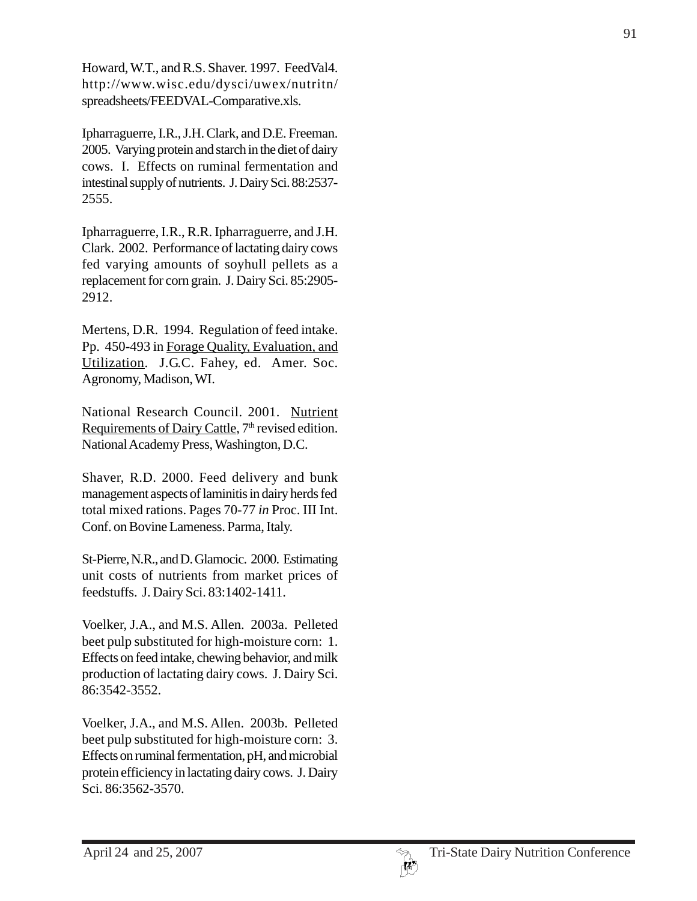Howard, W.T., and R.S. Shaver. 1997. FeedVal4. http://www.wisc.edu/dysci/uwex/nutritn/spreadsheets/FEEDVAL-Comparative.xls.

Ipharraguerre, I.R., J.H. Clark, and D.E. Freeman. 2005. Varying protein and starch in the diet of dairy cows. I. Effects on ruminal fermentation and intestinal supply of nutrients. J. Dairy Sci. 88:2537-2555.

Ipharraguerre, I.R., R.R. Ipharraguerre, and J.H. Clark. 2002. Performance of lactating dairy cows fed varying amounts of soyhull pellets as a replacement for corn grain. J. Dairy Sci. 85:2905-2912.

Mertens, D.R. 1994. Regulation of feed intake. Pp. 450-493 in Forage Quality, Evaluation, and Utilization. J.G.C. Fahey, ed. Amer. Soc. Agronomy, Madison, WI.

National Research Council. 2001. Nutrient Requirements of Dairy Cattle, 7th revised edition. National Academy Press, Washington, D.C.

Shaver, R.D. 2000. Feed delivery and bunk management aspects of laminitis in dairy herds fed total mixed rations. Pages 70-77 *in* Proc. III Int. Conf. on Bovine Lameness. Parma, Italy.

St-Pierre, N.R., and D. Glamocic. 2000. Estimating unit costs of nutrients from market prices of feedstuffs. J. Dairy Sci. 83:1402-1411.

Voelker, J.A., and M.S. Allen. 2003a. Pelleted beet pulp substituted for high-moisture corn: 1. Effects on feed intake, chewing behavior, and milk production of lactating dairy cows. J. Dairy Sci. 86:3542-3552.

Voelker, J.A., and M.S. Allen. 2003b. Pelleted beet pulp substituted for high-moisture corn: 3. Effects on ruminal fermentation, pH, and microbial protein efficiency in lactating dairy cows. J. Dairy Sci. 86:3562-3570.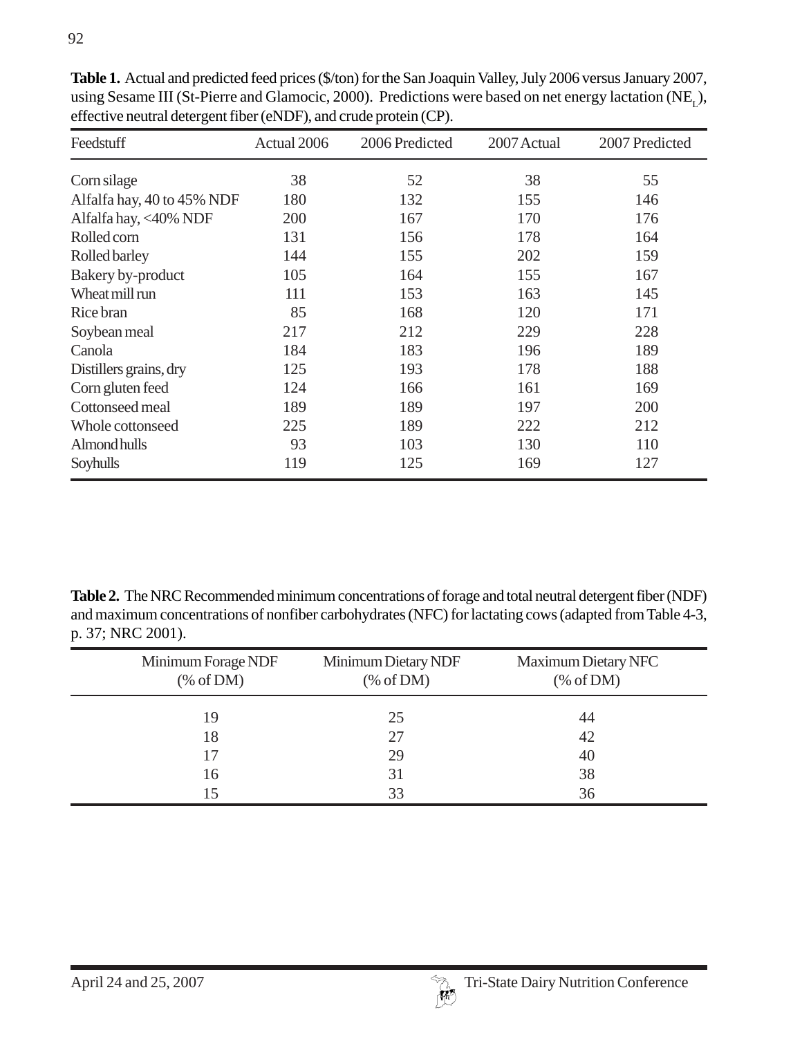**Table 1.** Actual and predicted feed prices ($/ton) for the San Joaquin Valley, July 2006 versus January 2007, using Sesame III (St-Pierre and Glamocic, 2000). Predictions were based on net energy lactation ($NE_L$), effective neutral detergent fiber (eNDF), and crude protein (CP).

| Feedstuff | Actual 2006 | 2006 Predicted | 2007 Actual | 2007 Predicted |
|---|---|---|---|---|
| Corn silage | 38 | 52 | 38 | 55 |
| Alfalfa hay, 40 to 45% NDF | 180 | 132 | 155 | 146 |
| Alfalfa hay, <40% NDF | 200 | 167 | 170 | 176 |
| Rolled corn | 131 | 156 | 178 | 164 |
| Rolled barley | 144 | 155 | 202 | 159 |
| Bakery by-product | 105 | 164 | 155 | 167 |
| Wheat mill run | 111 | 153 | 163 | 145 |
| Rice bran | 85 | 168 | 120 | 171 |
| Soybean meal | 217 | 212 | 229 | 228 |
| Canola | 184 | 183 | 196 | 189 |
| Distillers grains, dry | 125 | 193 | 178 | 188 |
| Corn gluten feed | 124 | 166 | 161 | 169 |
| Cottonseed meal | 189 | 189 | 197 | 200 |
| Whole cottonseed | 225 | 189 | 222 | 212 |
| Almond hulls | 93 | 103 | 130 | 110 |
| Soyhulls | 119 | 125 | 169 | 127 |

**Table 2.** The NRC Recommended minimum concentrations of forage and total neutral detergent fiber (NDF) and maximum concentrations of nonfiber carbohydrates (NFC) for lactating cows (adapted from Table 4-3, p. 37; NRC 2001).

| Minimum Forage NDF (% of DM) | Minimum Dietary NDF (% of DM) | Maximum Dietary NFC (% of DM) |
|---|---|---|
| 19 | 25 | 44 |
| 18 | 27 | 42 |
| 17 | 29 | 40 |
| 16 | 31 | 38 |
| 15 | 33 | 36 |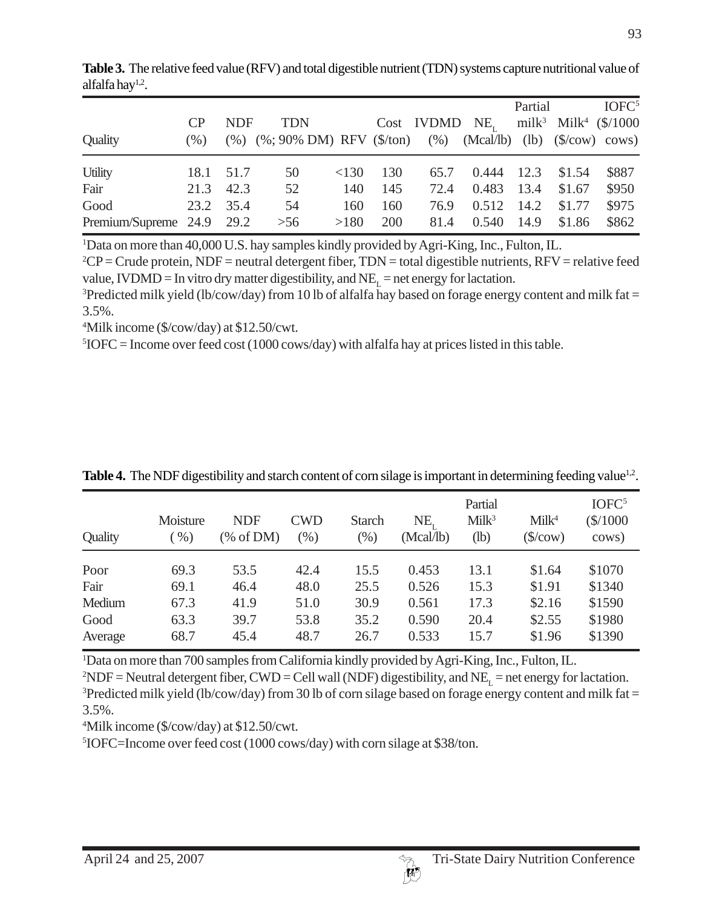**Table 3.** The relative feed value (RFV) and total digestible nutrient (TDN) systems capture nutritional value of alfalfa hay[1,2].

| Quality | CP (%) | NDF (%) | TDN (%; 90% DM) | RFV | Cost ($/ton) | IVDMD (%) | $NE_L$ (Mcal/lb) | Partial milk[3] (lb) | Milk[4] ($/cow) | IOFC[5] ($/1000 cows) |
|---|---|---|---|---|---|---|---|---|---|---|
| Utility | 18.1 | 51.7 | 50 | <130 | 130 | 65.7 | 0.444 | 12.3 | $1.54 | $887 |
| Fair | 21.3 | 42.3 | 52 | 140 | 145 | 72.4 | 0.483 | 13.4 | $1.67 | $950 |
| Good | 23.2 | 35.4 | 54 | 160 | 160 | 76.9 | 0.512 | 14.2 | $1.77 | $975 |
| Premium/Supreme | 24.9 | 29.2 | >56 | >180 | 200 | 81.4 | 0.540 | 14.9 | $1.86 | $862 |

[1]Data on more than 40,000 U.S. hay samples kindly provided by Agri-King, Inc., Fulton, IL.
[2]CP = Crude protein, NDF = neutral detergent fiber, TDN = total digestible nutrients, RFV = relative feed value, IVDMD = In vitro dry matter digestibility, and $NE_L$ = net energy for lactation.
[3]Predicted milk yield (lb/cow/day) from 10 lb of alfalfa hay based on forage energy content and milk fat = 3.5%.
[4]Milk income ($/cow/day) at $12.50/cwt.
[5]IOFC = Income over feed cost (1000 cows/day) with alfalfa hay at prices listed in this table.

**Table 4.** The NDF digestibility and starch content of corn silage is important in determining feeding value[1,2].

| Quality | Moisture (%) | NDF (% of DM) | CWD (%) | Starch (%) | $NE_L$ (Mcal/lb) | Partial Milk[3] (lb) | Milk[4] ($/cow) | IOFC[5] ($/1000 cows) |
|---|---|---|---|---|---|---|---|---|
| Poor | 69.3 | 53.5 | 42.4 | 15.5 | 0.453 | 13.1 | $1.64 | $1070 |
| Fair | 69.1 | 46.4 | 48.0 | 25.5 | 0.526 | 15.3 | $1.91 | $1340 |
| Medium | 67.3 | 41.9 | 51.0 | 30.9 | 0.561 | 17.3 | $2.16 | $1590 |
| Good | 63.3 | 39.7 | 53.8 | 35.2 | 0.590 | 20.4 | $2.55 | $1980 |
| Average | 68.7 | 45.4 | 48.7 | 26.7 | 0.533 | 15.7 | $1.96 | $1390 |

[1]Data on more than 700 samples from California kindly provided by Agri-King, Inc., Fulton, IL.
[2]NDF = Neutral detergent fiber, CWD = Cell wall (NDF) digestibility, and $NE_L$ = net energy for lactation.
[3]Predicted milk yield (lb/cow/day) from 30 lb of corn silage based on forage energy content and milk fat = 3.5%.
[4]Milk income ($/cow/day) at $12.50/cwt.
[5]IOFC=Income over feed cost (1000 cows/day) with corn silage at $38/ton.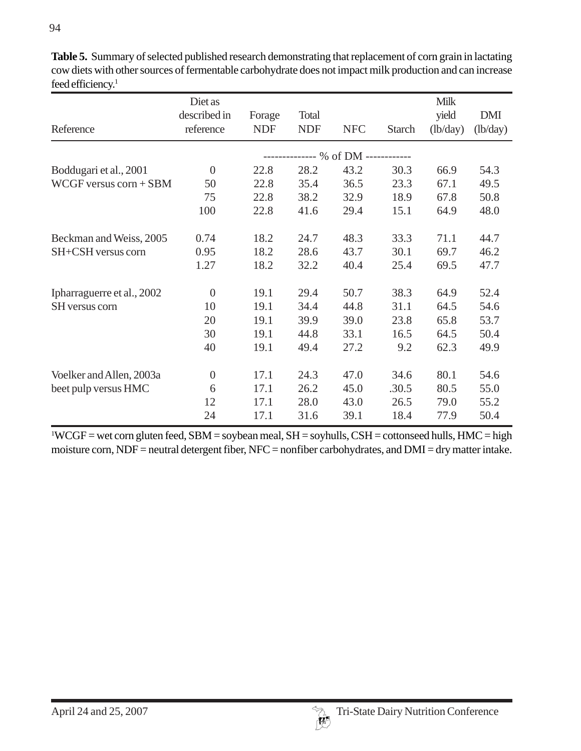**Table 5.** Summary of selected published research demonstrating that replacement of corn grain in lactating cow diets with other sources of fermentable carbohydrate does not impact milk production and can increase feed efficiency.[1]

| Reference | Diet as described in reference | Forage NDF | Total NDF | NFC | Starch | Milk yield (lb/day) | DMI (lb/day) |
|---|---|---|---|---|---|---|---|
| | | -------------- % of DM | ------------ | | | | |
| Boddugari et al., 2001 | 0 | 22.8 | 28.2 | 43.2 | 30.3 | 66.9 | 54.3 |
| WCGF versus corn + SBM | 50 | 22.8 | 35.4 | 36.5 | 23.3 | 67.1 | 49.5 |
| | 75 | 22.8 | 38.2 | 32.9 | 18.9 | 67.8 | 50.8 |
| | 100 | 22.8 | 41.6 | 29.4 | 15.1 | 64.9 | 48.0 |
| Beckman and Weiss, 2005 | 0.74 | 18.2 | 24.7 | 48.3 | 33.3 | 71.1 | 44.7 |
| SH+CSH versus corn | 0.95 | 18.2 | 28.6 | 43.7 | 30.1 | 69.7 | 46.2 |
| | 1.27 | 18.2 | 32.2 | 40.4 | 25.4 | 69.5 | 47.7 |
| Ipharraguerre et al., 2002 | 0 | 19.1 | 29.4 | 50.7 | 38.3 | 64.9 | 52.4 |
| SH versus corn | 10 | 19.1 | 34.4 | 44.8 | 31.1 | 64.5 | 54.6 |
| | 20 | 19.1 | 39.9 | 39.0 | 23.8 | 65.8 | 53.7 |
| | 30 | 19.1 | 44.8 | 33.1 | 16.5 | 64.5 | 50.4 |
| | 40 | 19.1 | 49.4 | 27.2 | 9.2 | 62.3 | 49.9 |
| Voelker and Allen, 2003a | 0 | 17.1 | 24.3 | 47.0 | 34.6 | 80.1 | 54.6 |
| beet pulp versus HMC | 6 | 17.1 | 26.2 | 45.0 | .30.5 | 80.5 | 55.0 |
| | 12 | 17.1 | 28.0 | 43.0 | 26.5 | 79.0 | 55.2 |
| | 24 | 17.1 | 31.6 | 39.1 | 18.4 | 77.9 | 50.4 |

[1]WCGF = wet corn gluten feed, SBM = soybean meal, SH = soyhulls, CSH = cottonseed hulls, HMC = high moisture corn, NDF = neutral detergent fiber, NFC = nonfiber carbohydrates, and DMI = dry matter intake.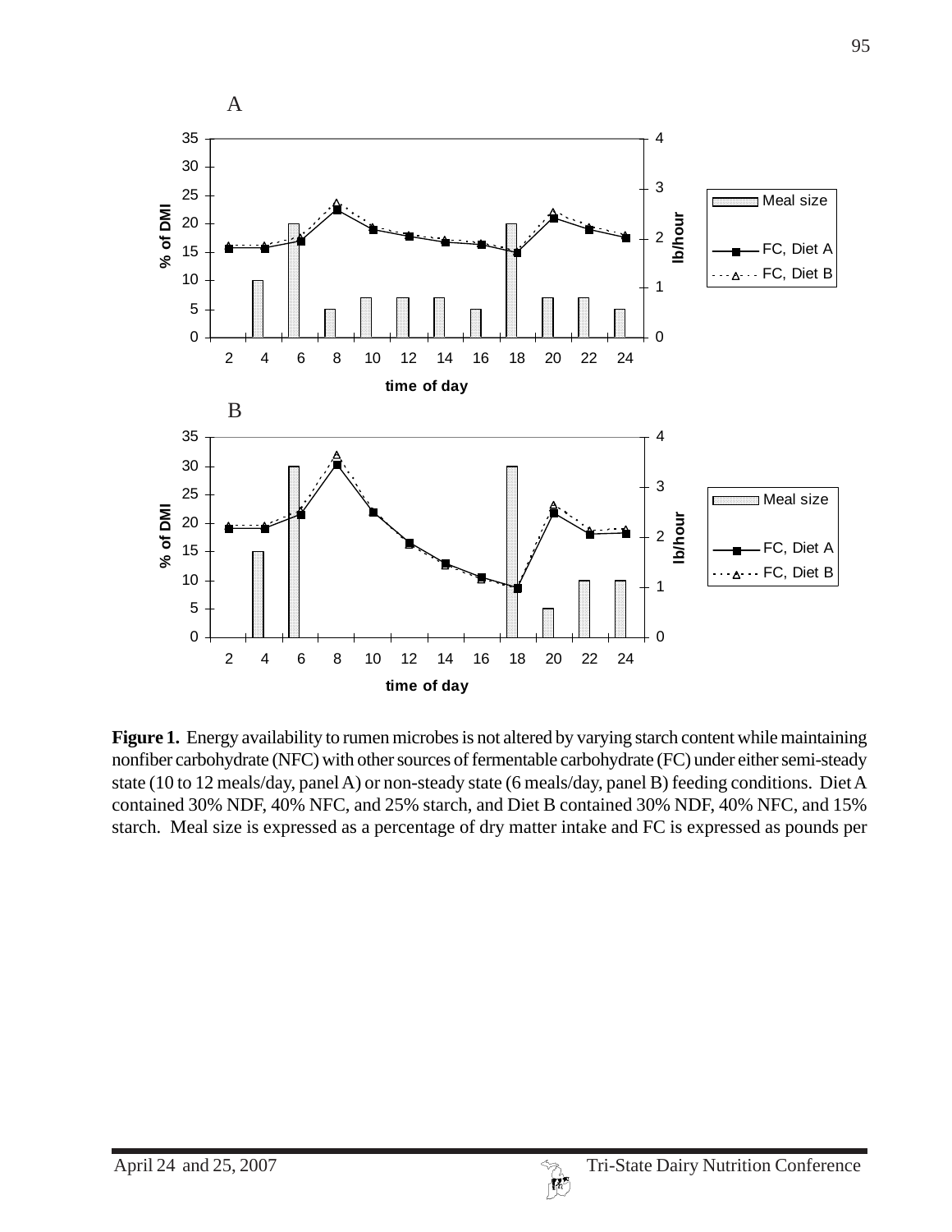A

35
30
25
20
15
10
5
0

% of DMI

4
3
2
1
0

lb/hour

2 4 6 8 10 12 14 16 18 20 22 24

time of day

Meal size

FC, Diet A

FC, Diet B

B

35
30
25
20
15
10
5
0

% of DMI

4
3
2
1
0

lb/hour

2 4 6 8 10 12 14 16 18 20 22 24

time of day

Meal size

FC, Diet A

FC, Diet B

**Figure 1.** Energy availability to rumen microbes is not altered by varying starch content while maintaining nonfiber carbohydrate (NFC) with other sources of fermentable carbohydrate (FC) under either semi-steady state (10 to 12 meals/day, panel A) or non-steady state (6 meals/day, panel B) feeding conditions. Diet A contained 30% NDF, 40% NFC, and 25% starch, and Diet B contained 30% NDF, 40% NFC, and 15% starch. Meal size is expressed as a percentage of dry matter intake and FC is expressed as pounds per